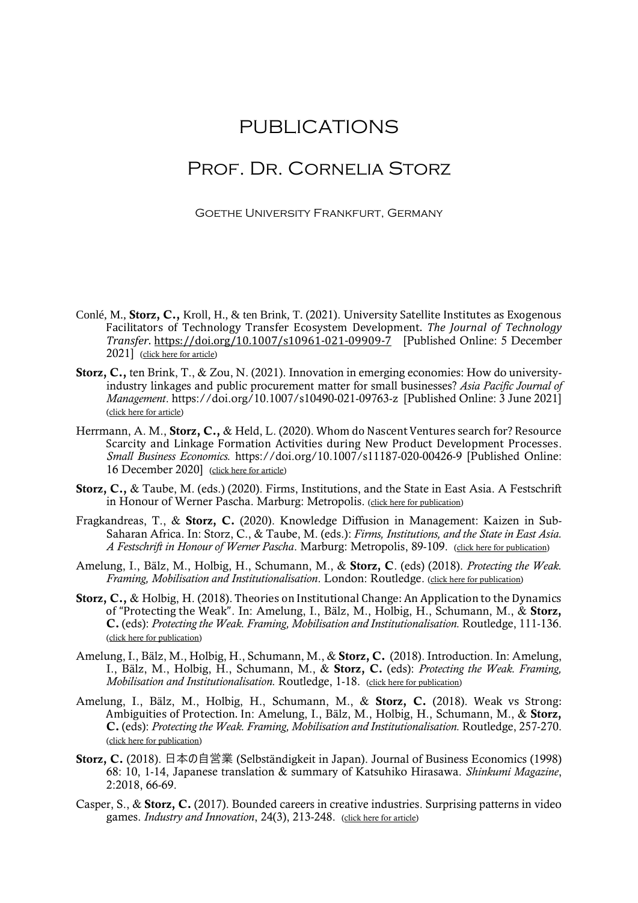# PUBLICATIONS

## Prof. Dr. Cornelia Storz

Goethe University Frankfurt, Germany

Conlé, M., **Storz, C.,** Kroll, H., & ten Brink, T. (2021). University Satellite Institutes as Exogenous Facilitators of Technology Transfer Ecosystem Development. *The Journal of Technology Transfer*. https://doi.org/10.1007/s10961-021-09909-7 [Published Online: 5 December 2021] (click here for article)

**Storz, C.,** ten Brink, T., & Zou, N. (2021). Innovation in emerging economies: How do university-industry linkages and public procurement matter for small businesses? *Asia Pacific Journal of Management*. https://doi.org/10.1007/s10490-021-09763-z [Published Online: 3 June 2021] (click here for article)

Herrmann, A. M., **Storz, C.,** & Held, L. (2020). Whom do Nascent Ventures search for? Resource Scarcity and Linkage Formation Activities during New Product Development Processes. *Small Business Economics.* https://doi.org/10.1007/s11187-020-00426-9 [Published Online: 16 December 2020] (click here for article)

**Storz, C.,** & Taube, M. (eds.) (2020). Firms, Institutions, and the State in East Asia. A Festschrift in Honour of Werner Pascha. Marburg: Metropolis. (click here for publication)

Fragkandreas, T., & **Storz, C.** (2020). Knowledge Diffusion in Management: Kaizen in Sub-Saharan Africa. In: Storz, C., & Taube, M. (eds.): *Firms, Institutions, and the State in East Asia. A Festschrift in Honour of Werner Pascha*. Marburg: Metropolis, 89-109. (click here for publication)

Amelung, I., Bälz, M., Holbig, H., Schumann, M., & **Storz, C**. (eds) (2018). *Protecting the Weak. Framing, Mobilisation and Institutionalisation*. London: Routledge. (click here for publication)

**Storz, C.,** & Holbig, H. (2018). Theories on Institutional Change: An Application to the Dynamics of "Protecting the Weak". In: Amelung, I., Bälz, M., Holbig, H., Schumann, M., & **Storz, C.** (eds): *Protecting the Weak. Framing, Mobilisation and Institutionalisation.* Routledge, 111-136. (click here for publication)

Amelung, I., Bälz, M., Holbig, H., Schumann, M., & **Storz, C.** (2018). Introduction. In: Amelung, I., Bälz, M., Holbig, H., Schumann, M., & **Storz, C.** (eds): *Protecting the Weak. Framing, Mobilisation and Institutionalisation.* Routledge, 1-18. (click here for publication)

Amelung, I., Bälz, M., Holbig, H., Schumann, M., & **Storz, C.** (2018). Weak vs Strong: Ambiguities of Protection. In: Amelung, I., Bälz, M., Holbig, H., Schumann, M., & **Storz, C.** (eds): *Protecting the Weak. Framing, Mobilisation and Institutionalisation.* Routledge, 257-270. (click here for publication)

**Storz, C.** (2018). 日本の自営業 (Selbständigkeit in Japan). Journal of Business Economics (1998) 68: 10, 1-14, Japanese translation & summary of Katsuhiko Hirasawa. *Shinkumi Magazine*, 2:2018, 66-69.

Casper, S., & **Storz, C.** (2017). Bounded careers in creative industries. Surprising patterns in video games. *Industry and Innovation*, 24(3), 213-248. (click here for article)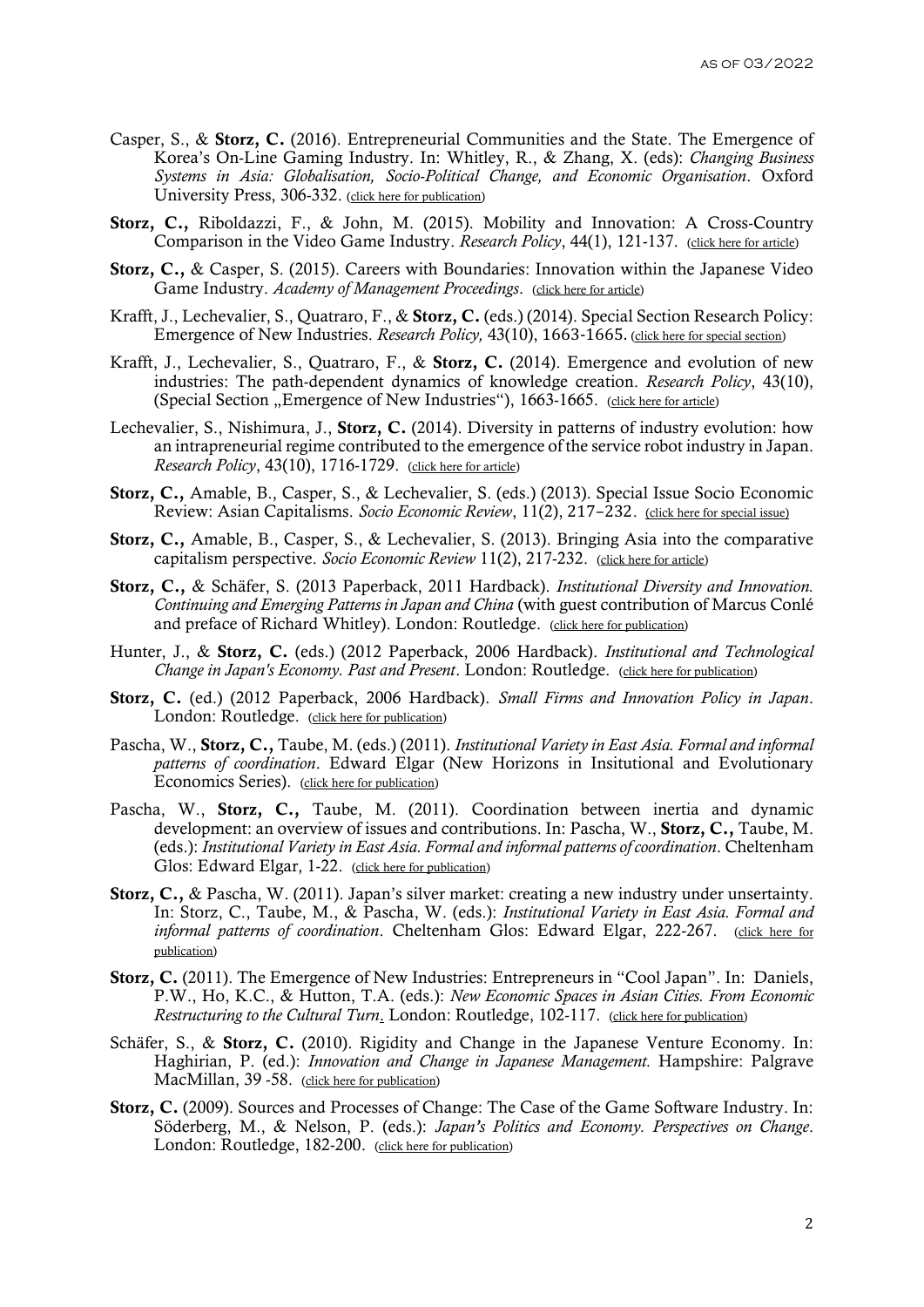Casper, S., & **Storz, C.** (2016). Entrepreneurial Communities and the State. The Emergence of Korea's On-Line Gaming Industry. In: Whitley, R., & Zhang, X. (eds): *Changing Business Systems in Asia: Globalisation, Socio-Political Change, and Economic Organisation*. Oxford University Press, 306-332. (click here for publication)

**Storz, C.,** Riboldazzi, F., & John, M. (2015). Mobility and Innovation: A Cross-Country Comparison in the Video Game Industry. *Research Policy*, 44(1), 121-137. (click here for article)

**Storz, C.,** & Casper, S. (2015). Careers with Boundaries: Innovation within the Japanese Video Game Industry. *Academy of Management Proceedings*. (click here for article)

Krafft, J., Lechevalier, S., Quatraro, F., & **Storz, C.** (eds.) (2014). Special Section Research Policy: Emergence of New Industries. *Research Policy,* 43(10), 1663-1665. (click here for special section)

Krafft, J., Lechevalier, S., Quatraro, F., & **Storz, C.** (2014). Emergence and evolution of new industries: The path-dependent dynamics of knowledge creation. *Research Policy*, 43(10), (Special Section „Emergence of New Industries"), 1663-1665. (click here for article)

Lechevalier, S., Nishimura, J., **Storz, C.** (2014). Diversity in patterns of industry evolution: how an intrapreneurial regime contributed to the emergence of the service robot industry in Japan. *Research Policy*, 43(10), 1716-1729. (click here for article)

**Storz, C.,** Amable, B., Casper, S., & Lechevalier, S. (eds.) (2013). Special Issue Socio Economic Review: Asian Capitalisms. *Socio Economic Review*, 11(2), 217–232. (click here for special issue)

**Storz, C.,** Amable, B., Casper, S., & Lechevalier, S. (2013). Bringing Asia into the comparative capitalism perspective. *Socio Economic Review* 11(2), 217-232. (click here for article)

**Storz, C.,** & Schäfer, S. (2013 Paperback, 2011 Hardback). *Institutional Diversity and Innovation. Continuing and Emerging Patterns in Japan and China* (with guest contribution of Marcus Conlé and preface of Richard Whitley). London: Routledge. (click here for publication)

Hunter, J., & **Storz, C.** (eds.) (2012 Paperback, 2006 Hardback). *Institutional and Technological Change in Japan's Economy. Past and Present*. London: Routledge. (click here for publication)

**Storz, C.** (ed.) (2012 Paperback, 2006 Hardback). *Small Firms and Innovation Policy in Japan*. London: Routledge. (click here for publication)

Pascha, W., **Storz, C.,** Taube, M. (eds.) (2011). *Institutional Variety in East Asia. Formal and informal patterns of coordination*. Edward Elgar (New Horizons in Insitutional and Evolutionary Economics Series). (click here for publication)

Pascha, W., **Storz, C.,** Taube, M. (2011). Coordination between inertia and dynamic development: an overview of issues and contributions. In: Pascha, W., **Storz, C.,** Taube, M. (eds.): *Institutional Variety in East Asia. Formal and informal patterns of coordination*. Cheltenham Glos: Edward Elgar, 1-22. (click here for publication)

**Storz, C.,** & Pascha, W. (2011). Japan's silver market: creating a new industry under unsertainty. In: Storz, C., Taube, M., & Pascha, W. (eds.): *Institutional Variety in East Asia. Formal and informal patterns of coordination*. Cheltenham Glos: Edward Elgar, 222-267. (click here for publication)

**Storz, C.** (2011). The Emergence of New Industries: Entrepreneurs in "Cool Japan". In: Daniels, P.W., Ho, K.C., & Hutton, T.A. (eds.): *New Economic Spaces in Asian Cities. From Economic Restructuring to the Cultural Turn*. London: Routledge, 102-117. (click here for publication)

Schäfer, S., & **Storz, C.** (2010). Rigidity and Change in the Japanese Venture Economy. In: Haghirian, P. (ed.): *Innovation and Change in Japanese Management.* Hampshire: Palgrave MacMillan, 39 -58. (click here for publication)

**Storz, C.** (2009). Sources and Processes of Change: The Case of the Game Software Industry. In: Söderberg, M., & Nelson, P. (eds.): *Japan's Politics and Economy. Perspectives on Change*. London: Routledge, 182-200. (click here for publication)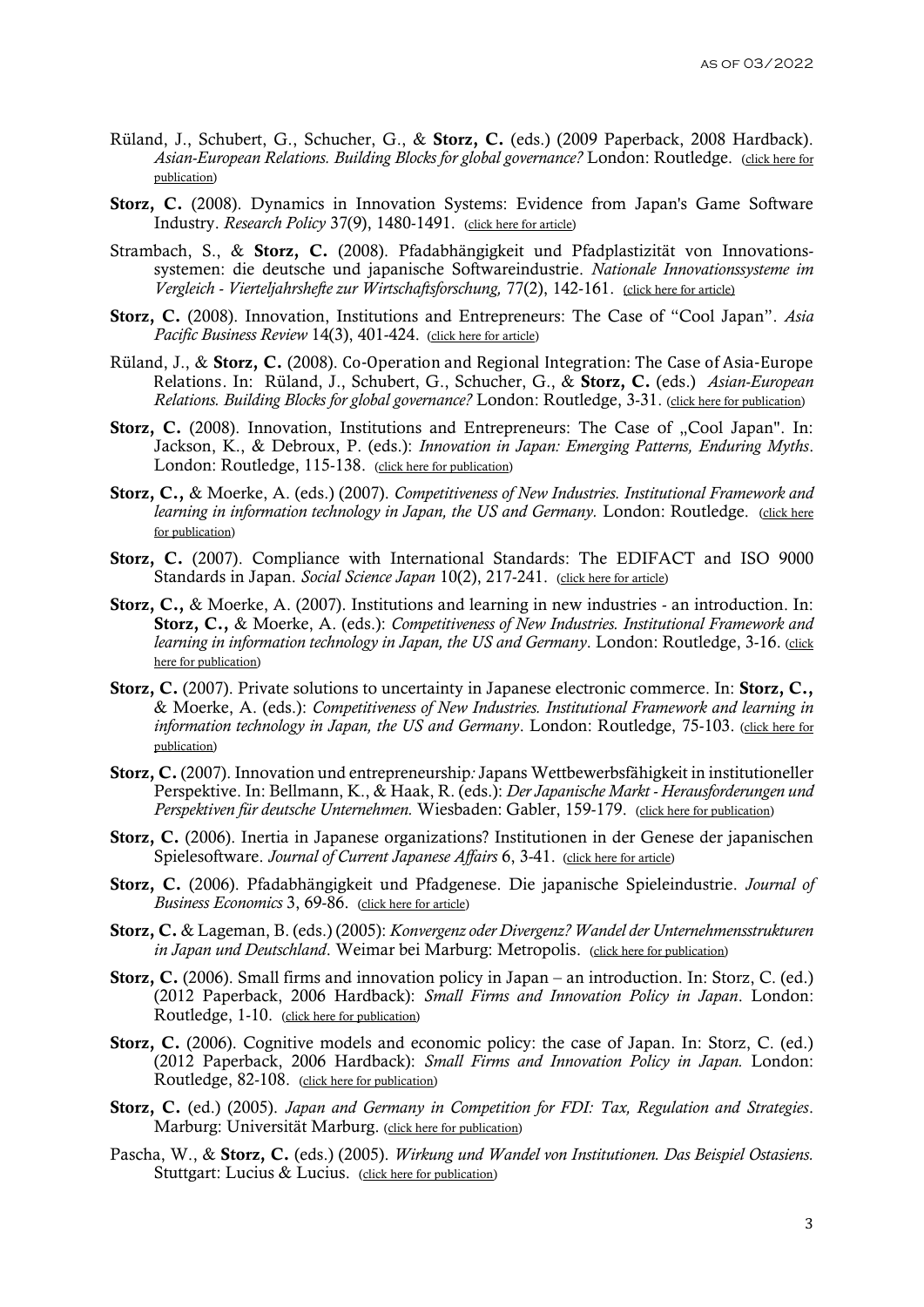Rüland, J., Schubert, G., Schucher, G., & **Storz, C.** (eds.) (2009 Paperback, 2008 Hardback). *Asian-European Relations. Building Blocks for global governance?* London: Routledge. (click here for publication)

**Storz, C.** (2008). Dynamics in Innovation Systems: Evidence from Japan's Game Software Industry. *Research Policy* 37(9), 1480-1491. (click here for article)

Strambach, S., & **Storz, C.** (2008). Pfadabhängigkeit und Pfadplastizität von Innovationssystemen: die deutsche und japanische Softwareindustrie. *Nationale Innovationssysteme im Vergleich - Vierteljahrshefte zur Wirtschaftsforschung,* 77(2), 142-161. (click here for article)

**Storz, C.** (2008). Innovation, Institutions and Entrepreneurs: The Case of "Cool Japan". *Asia Pacific Business Review* 14(3), 401-424. (click here for article)

Rüland, J., & **Storz, C.** (2008). Co-Operation and Regional Integration: The Case of Asia-Europe Relations. In: Rüland, J., Schubert, G., Schucher, G., & **Storz, C.** (eds.) *Asian-European Relations. Building Blocks for global governance?* London: Routledge, 3-31. (click here for publication)

**Storz, C.** (2008). Innovation, Institutions and Entrepreneurs: The Case of „Cool Japan". In: Jackson, K., & Debroux, P. (eds.): *Innovation in Japan: Emerging Patterns, Enduring Myths*. London: Routledge, 115-138. (click here for publication)

**Storz, C.,** & Moerke, A. (eds.) (2007). *Competitiveness of New Industries. Institutional Framework and learning in information technology in Japan, the US and Germany.* London: Routledge. (click here for publication)

**Storz, C.** (2007). Compliance with International Standards: The EDIFACT and ISO 9000 Standards in Japan. *Social Science Japan* 10(2), 217-241. (click here for article)

**Storz, C.,** & Moerke, A. (2007). Institutions and learning in new industries - an introduction. In: **Storz, C.,** & Moerke, A. (eds.): *Competitiveness of New Industries. Institutional Framework and learning in information technology in Japan, the US and Germany*. London: Routledge, 3-16. (click here for publication)

**Storz, C.** (2007). Private solutions to uncertainty in Japanese electronic commerce. In: **Storz, C.,** & Moerke, A. (eds.): *Competitiveness of New Industries. Institutional Framework and learning in information technology in Japan, the US and Germany*. London: Routledge, 75-103. (click here for publication)

**Storz, C.** (2007). Innovation und entrepreneurship*:* Japans Wettbewerbsfähigkeit in institutioneller Perspektive. In: Bellmann, K., & Haak, R. (eds.): *Der Japanische Markt - Herausforderungen und Perspektiven für deutsche Unternehmen.* Wiesbaden: Gabler, 159-179. (click here for publication)

**Storz, C.** (2006). Inertia in Japanese organizations? Institutionen in der Genese der japanischen Spielesoftware. *Journal of Current Japanese Affairs* 6, 3-41. (click here for article)

**Storz, C.** (2006). Pfadabhängigkeit und Pfadgenese. Die japanische Spieleindustrie. *Journal of Business Economics* 3, 69-86. (click here for article)

**Storz, C.** & Lageman, B. (eds.) (2005): *Konvergenz oder Divergenz? Wandel der Unternehmensstrukturen in Japan und Deutschland*. Weimar bei Marburg: Metropolis. (click here for publication)

**Storz, C.** (2006). Small firms and innovation policy in Japan – an introduction. In: Storz, C. (ed.) (2012 Paperback, 2006 Hardback): *Small Firms and Innovation Policy in Japan*. London: Routledge, 1-10. (click here for publication)

**Storz, C.** (2006). Cognitive models and economic policy: the case of Japan. In: Storz, C. (ed.) (2012 Paperback, 2006 Hardback): *Small Firms and Innovation Policy in Japan.* London: Routledge, 82-108. (click here for publication)

**Storz, C.** (ed.) (2005). *Japan and Germany in Competition for FDI: Tax, Regulation and Strategies*. Marburg: Universität Marburg. (click here for publication)

Pascha, W., & **Storz, C.** (eds.) (2005). *Wirkung und Wandel von Institutionen. Das Beispiel Ostasiens.* Stuttgart: Lucius & Lucius. (click here for publication)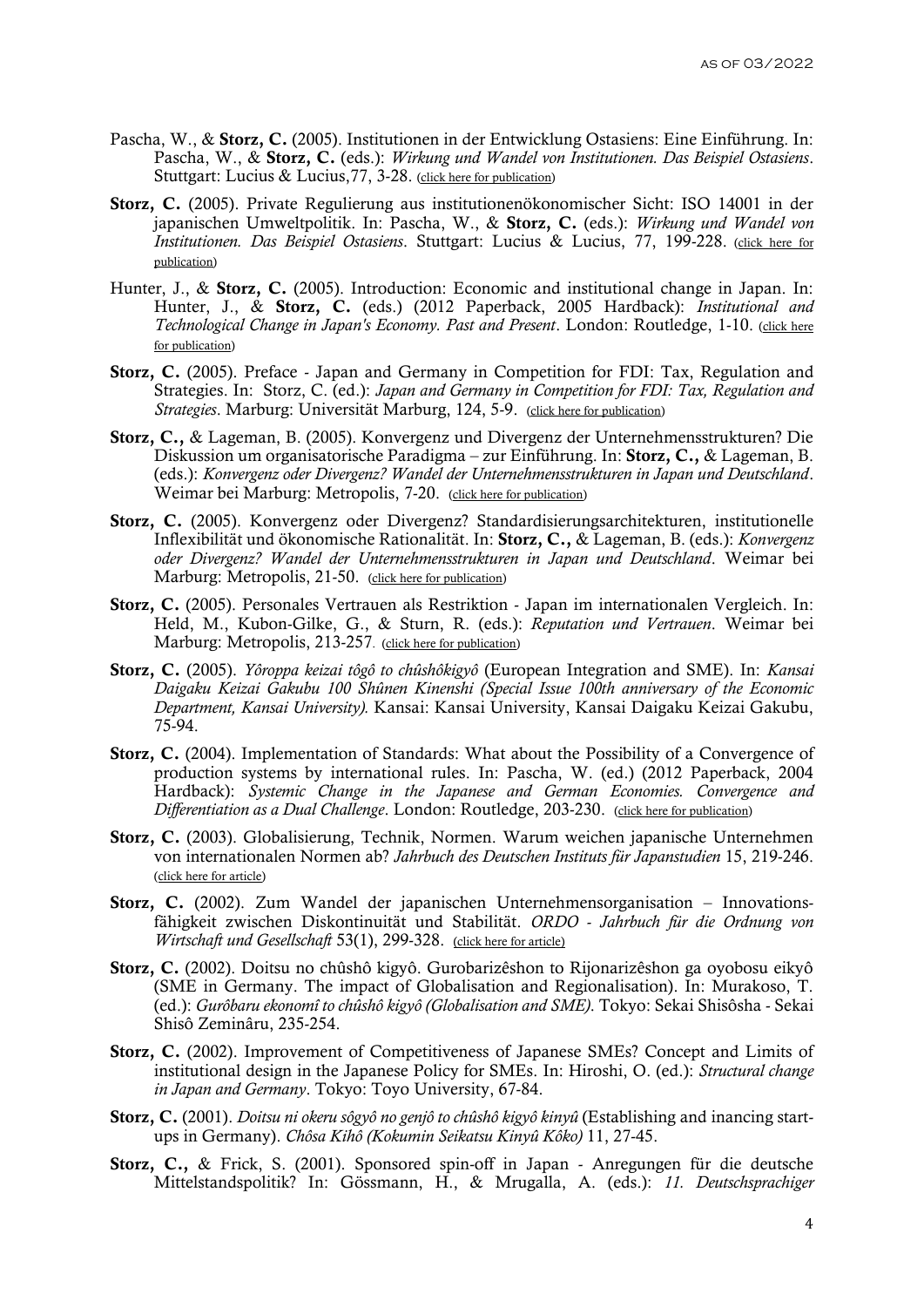Pascha, W., & **Storz, C.** (2005). Institutionen in der Entwicklung Ostasiens: Eine Einführung. In: Pascha, W., & **Storz, C.** (eds.): *Wirkung und Wandel von Institutionen. Das Beispiel Ostasiens*. Stuttgart: Lucius & Lucius,77, 3-28. (click here for publication)

**Storz, C.** (2005). Private Regulierung aus institutionenökonomischer Sicht: ISO 14001 in der japanischen Umweltpolitik. In: Pascha, W., & **Storz, C.** (eds.): *Wirkung und Wandel von Institutionen. Das Beispiel Ostasiens*. Stuttgart: Lucius & Lucius, 77, 199-228. (click here for publication)

Hunter, J., & **Storz, C.** (2005). Introduction: Economic and institutional change in Japan. In: Hunter, J., & **Storz, C.** (eds.) (2012 Paperback, 2005 Hardback): *Institutional and Technological Change in Japan's Economy. Past and Present*. London: Routledge, 1-10. (click here for publication)

**Storz, C.** (2005). Preface - Japan and Germany in Competition for FDI: Tax, Regulation and Strategies. In: Storz, C. (ed.): *Japan and Germany in Competition for FDI: Tax, Regulation and Strategies*. Marburg: Universität Marburg, 124, 5-9. (click here for publication)

**Storz, C.,** & Lageman, B. (2005). Konvergenz und Divergenz der Unternehmensstrukturen? Die Diskussion um organisatorische Paradigma – zur Einführung. In: **Storz, C.,** & Lageman, B. (eds.): *Konvergenz oder Divergenz? Wandel der Unternehmensstrukturen in Japan und Deutschland*. Weimar bei Marburg: Metropolis, 7-20. (click here for publication)

**Storz, C.** (2005). Konvergenz oder Divergenz? Standardisierungsarchitekturen, institutionelle Inflexibilität und ökonomische Rationalität. In: **Storz, C.,** & Lageman, B. (eds.): *Konvergenz oder Divergenz? Wandel der Unternehmensstrukturen in Japan und Deutschland*. Weimar bei Marburg: Metropolis, 21-50. (click here for publication)

**Storz, C.** (2005). Personales Vertrauen als Restriktion - Japan im internationalen Vergleich. In: Held, M., Kubon-Gilke, G., & Sturn, R. (eds.): *Reputation und Vertrauen*. Weimar bei Marburg: Metropolis, 213-257. (click here for publication)

**Storz, C.** (2005). *Yôroppa keizai tôgô to chûshôkigyô* (European Integration and SME). In: *Kansai Daigaku Keizai Gakubu 100 Shûnen Kinenshi (Special Issue 100th anniversary of the Economic Department, Kansai University)*. Kansai: Kansai University, Kansai Daigaku Keizai Gakubu, 75-94.

**Storz, C.** (2004). Implementation of Standards: What about the Possibility of a Convergence of production systems by international rules. In: Pascha, W. (ed.) (2012 Paperback, 2004 Hardback): *Systemic Change in the Japanese and German Economies. Convergence and Differentiation as a Dual Challenge*. London: Routledge, 203-230. (click here for publication)

**Storz, C.** (2003). Globalisierung, Technik, Normen. Warum weichen japanische Unternehmen von internationalen Normen ab? *Jahrbuch des Deutschen Instituts für Japanstudien* 15, 219-246. (click here for article)

**Storz, C.** (2002). Zum Wandel der japanischen Unternehmensorganisation – Innovationsfähigkeit zwischen Diskontinuität und Stabilität. *ORDO - Jahrbuch für die Ordnung von Wirtschaft und Gesellschaft* 53(1), 299-328. (click here for article)

**Storz, C.** (2002). Doitsu no chûshô kigyô. Gurobarizêshon to Rijonarizêshon ga oyobosu eikyô (SME in Germany. The impact of Globalisation and Regionalisation). In: Murakoso, T. (ed.): *Gurôbaru ekonomî to chûshô kigyô (Globalisation and SME)*. Tokyo: Sekai Shisôsha - Sekai Shisô Zeminâru, 235-254.

**Storz, C.** (2002). Improvement of Competitiveness of Japanese SMEs? Concept and Limits of institutional design in the Japanese Policy for SMEs. In: Hiroshi, O. (ed.): *Structural change in Japan and Germany*. Tokyo: Toyo University, 67-84.

**Storz, C.** (2001). *Doitsu ni okeru sôgyô no genjô to chûshô kigyô kinyû* (Establishing and inancing start-ups in Germany). *Chôsa Kihô (Kokumin Seikatsu Kinyû Kôko)* 11, 27-45.

**Storz, C.,** & Frick, S. (2001). Sponsored spin-off in Japan - Anregungen für die deutsche Mittelstandspolitik? In: Gössmann, H., & Mrugalla, A. (eds.): *11. Deutschsprachiger*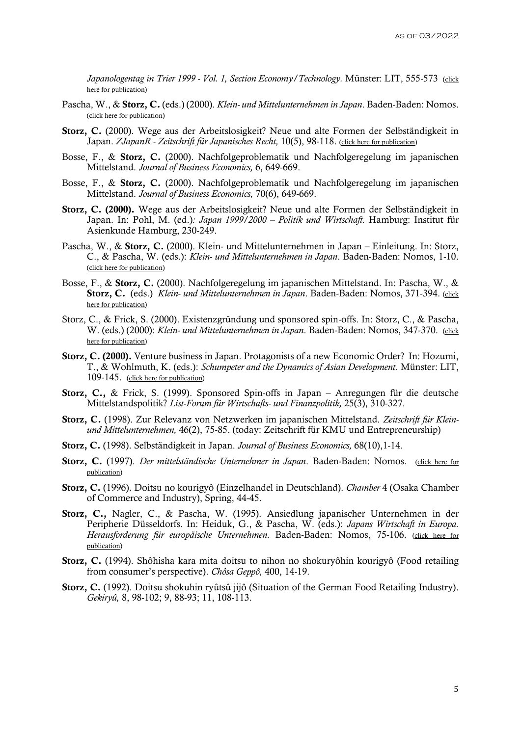*Japanologentag in Trier 1999 - Vol. 1, Section Economy/Technology.* Münster: LIT, 555-573 (click here for publication)

Pascha, W., & **Storz, C.** (eds.) (2000). *Klein- und Mittelunternehmen in Japan*. Baden-Baden: Nomos. (click here for publication)

**Storz, C.** (2000). Wege aus der Arbeitslosigkeit? Neue und alte Formen der Selbständigkeit in Japan. *ZJapanR - Zeitschrift für Japanisches Recht,* 10(5), 98-118. (click here for publication)

Bosse, F., & **Storz, C.** (2000). Nachfolgeproblematik und Nachfolgeregelung im japanischen Mittelstand. *Journal of Business Economics,* 6, 649-669.

Bosse, F., & **Storz, C.** (2000). Nachfolgeproblematik und Nachfolgeregelung im japanischen Mittelstand. *Journal of Business Economics,* 70(6), 649-669.

**Storz, C. (2000).** Wege aus der Arbeitslosigkeit? Neue und alte Formen der Selbständigkeit in Japan. In: Pohl, M. (ed.)*: Japan 1999/2000 – Politik und Wirtschaft.* Hamburg: Institut für Asienkunde Hamburg, 230-249.

Pascha, W., & **Storz, C.** (2000). Klein- und Mittelunternehmen in Japan – Einleitung. In: Storz, C., & Pascha, W. (eds.): *Klein- und Mittelunternehmen in Japan*. Baden-Baden: Nomos, 1-10. (click here for publication)

Bosse, F., & **Storz, C.** (2000). Nachfolgeregelung im japanischen Mittelstand. In: Pascha, W., & **Storz, C.** (eds.) *Klein- und Mittelunternehmen in Japan*. Baden-Baden: Nomos, 371-394. (click here for publication)

Storz, C., & Frick, S. (2000). Existenzgründung und sponsored spin-offs. In: Storz, C., & Pascha, W. (eds.) (2000): *Klein- und Mittelunternehmen in Japan*. Baden-Baden: Nomos, 347-370. (click here for publication)

**Storz, C. (2000).** Venture business in Japan. Protagonists of a new Economic Order? In: Hozumi, T., & Wohlmuth, K. (eds.): *Schumpeter and the Dynamics of Asian Development*. Münster: LIT, 109-145. (click here for publication)

**Storz, C.,** & Frick, S. (1999). Sponsored Spin-offs in Japan – Anregungen für die deutsche Mittelstandspolitik? *List-Forum für Wirtschafts- und Finanzpolitik,* 25(3), 310-327.

**Storz, C.** (1998). Zur Relevanz von Netzwerken im japanischen Mittelstand. *Zeitschrift für Klein- und Mittelunternehmen,* 46(2), 75-85. (today: Zeitschrift für KMU und Entrepreneurship)

**Storz, C.** (1998). Selbständigkeit in Japan. *Journal of Business Economics,* 68(10),1-14.

**Storz, C.** (1997). *Der mittelständische Unternehmer in Japan*. Baden-Baden: Nomos. (click here for publication)

**Storz, C.** (1996). Doitsu no kourigyô (Einzelhandel in Deutschland). *Chamber* 4 (Osaka Chamber of Commerce and Industry), Spring, 44-45.

**Storz, C.,** Nagler, C., & Pascha, W. (1995). Ansiedlung japanischer Unternehmen in der Peripherie Düsseldorfs. In: Heiduk, G., & Pascha, W. (eds.): *Japans Wirtschaft in Europa. Herausforderung für europäische Unternehmen.* Baden-Baden: Nomos, 75-106. (click here for publication)

**Storz, C.** (1994). Shôhisha kara mita doitsu to nihon no shokuryôhin kourigyô (Food retailing from consumer's perspective). *Chôsa Geppô,* 400, 14-19.

**Storz, C.** (1992). Doitsu shokuhin ryûtsû jijô (Situation of the German Food Retailing Industry). *Gekiryû,* 8, 98-102; 9, 88-93; 11, 108-113.